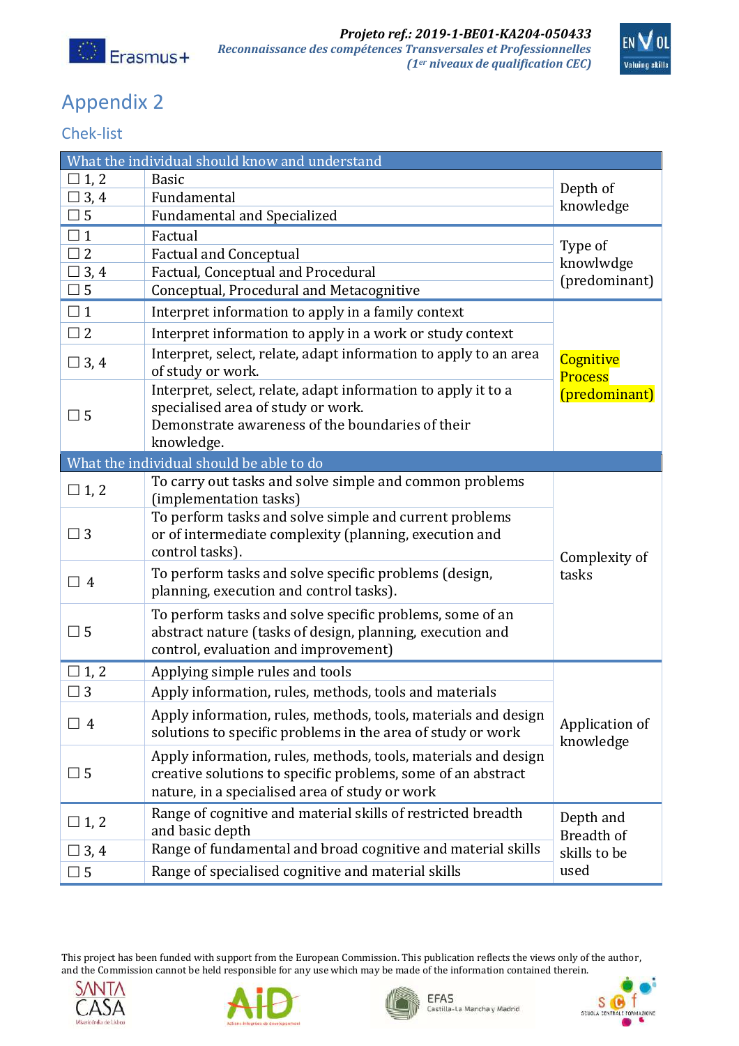# Appendix 2

## Chek-list

| What the individual should know and understand | | |
|---|---|---|
| ☐ 1, 2 | Basic | Depth of knowledge |
| ☐ 3, 4 | Fundamental | |
| ☐ 5 | Fundamental and Specialized | |
| ☐ 1 | Factual | Type of knowlwdge (predominant) |
| ☐ 2 | Factual and Conceptual | |
| ☐ 3, 4 | Factual, Conceptual and Procedural | |
| ☐ 5 | Conceptual, Procedural and Metacognitive | |
| ☐ 1 | Interpret information to apply in a family context | Cognitive Process (predominant) |
| ☐ 2 | Interpret information to apply in a work or study context | |
| ☐ 3, 4 | Interpret, select, relate, adapt information to apply to an area of study or work. | |
| ☐ 5 | Interpret, select, relate, adapt information to apply it to a specialised area of study or work. Demonstrate awareness of the boundaries of their knowledge. | |
| **What the individual should be able to do** | | |
| ☐ 1, 2 | To carry out tasks and solve simple and common problems (implementation tasks) | Complexity of tasks |
| ☐ 3 | To perform tasks and solve simple and current problems or of intermediate complexity (planning, execution and control tasks). | |
| ☐ 4 | To perform tasks and solve specific problems (design, planning, execution and control tasks). | |
| ☐ 5 | To perform tasks and solve specific problems, some of an abstract nature (tasks of design, planning, execution and control, evaluation and improvement) | |
| ☐ 1, 2 | Applying simple rules and tools | Application of knowledge |
| ☐ 3 | Apply information, rules, methods, tools and materials | |
| ☐ 4 | Apply information, rules, methods, tools, materials and design solutions to specific problems in the area of study or work | |
| ☐ 5 | Apply information, rules, methods, tools, materials and design creative solutions to specific problems, some of an abstract nature, in a specialised area of study or work | |
| ☐ 1, 2 | Range of cognitive and material skills of restricted breadth and basic depth | Depth and Breadth of skills to be used |
| ☐ 3, 4 | Range of fundamental and broad cognitive and material skills | |
| ☐ 5 | Range of specialised cognitive and material skills | |

This project has been funded with support from the European Commission. This publication reflects the views only of the author, and the Commission cannot be held responsible for any use which may be made of the information contained therein.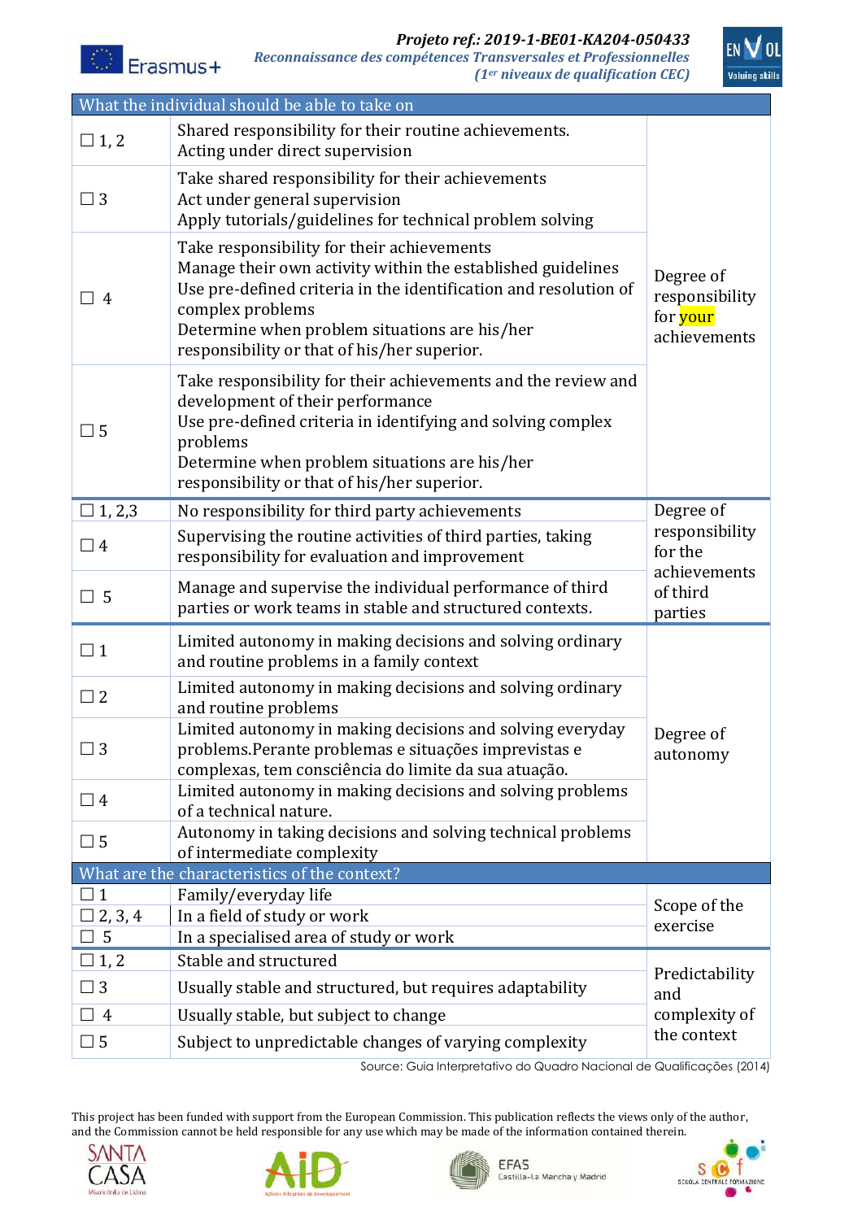| What the individual should be able to take on | | |
|---|---|---|
| ☐ 1, 2 | Shared responsibility for their routine achievements.<br>Acting under direct supervision | Degree of responsibility for your achievements |
| ☐ 3 | Take shared responsibility for their achievements<br>Act under general supervision<br>Apply tutorials/guidelines for technical problem solving | |
| ☐ 4 | Take responsibility for their achievements<br>Manage their own activity within the established guidelines<br>Use pre-defined criteria in the identification and resolution of complex problems<br>Determine when problem situations are his/her responsibility or that of his/her superior. | |
| ☐ 5 | Take responsibility for their achievements and the review and development of their performance<br>Use pre-defined criteria in identifying and solving complex problems<br>Determine when problem situations are his/her responsibility or that of his/her superior. | |
| ☐ 1, 2,3 | No responsibility for third party achievements | Degree of responsibility for the achievements of third parties |
| ☐ 4 | Supervising the routine activities of third parties, taking responsibility for evaluation and improvement | |
| ☐ 5 | Manage and supervise the individual performance of third parties or work teams in stable and structured contexts. | |
| ☐ 1 | Limited autonomy in making decisions and solving ordinary and routine problems in a family context | Degree of autonomy |
| ☐ 2 | Limited autonomy in making decisions and solving ordinary and routine problems | |
| ☐ 3 | Limited autonomy in making decisions and solving everyday problems.Perante problemas e situações imprevistas e complexas, tem consciência do limite da sua atuação. | |
| ☐ 4 | Limited autonomy in making decisions and solving problems of a technical nature. | |
| ☐ 5 | Autonomy in taking decisions and solving technical problems of intermediate complexity | |
| **What are the characteristics of the context?** | | |
| ☐ 1 | Family/everyday life | Scope of the exercise |
| ☐ 2, 3, 4 | In a field of study or work | |
| ☐ 5 | In a specialised area of study or work | |
| ☐ 1, 2 | Stable and structured | Predictability and complexity of the context |
| ☐ 3 | Usually stable and structured, but requires adaptability | |
| ☐ 4 | Usually stable, but subject to change | |
| ☐ 5 | Subject to unpredictable changes of varying complexity | |

Source: Guia Interpretativo do Quadro Nacional de Qualificações (2014)

This project has been funded with support from the European Commission. This publication reflects the views only of the author, and the Commission cannot be held responsible for any use which may be made of the information contained therein.